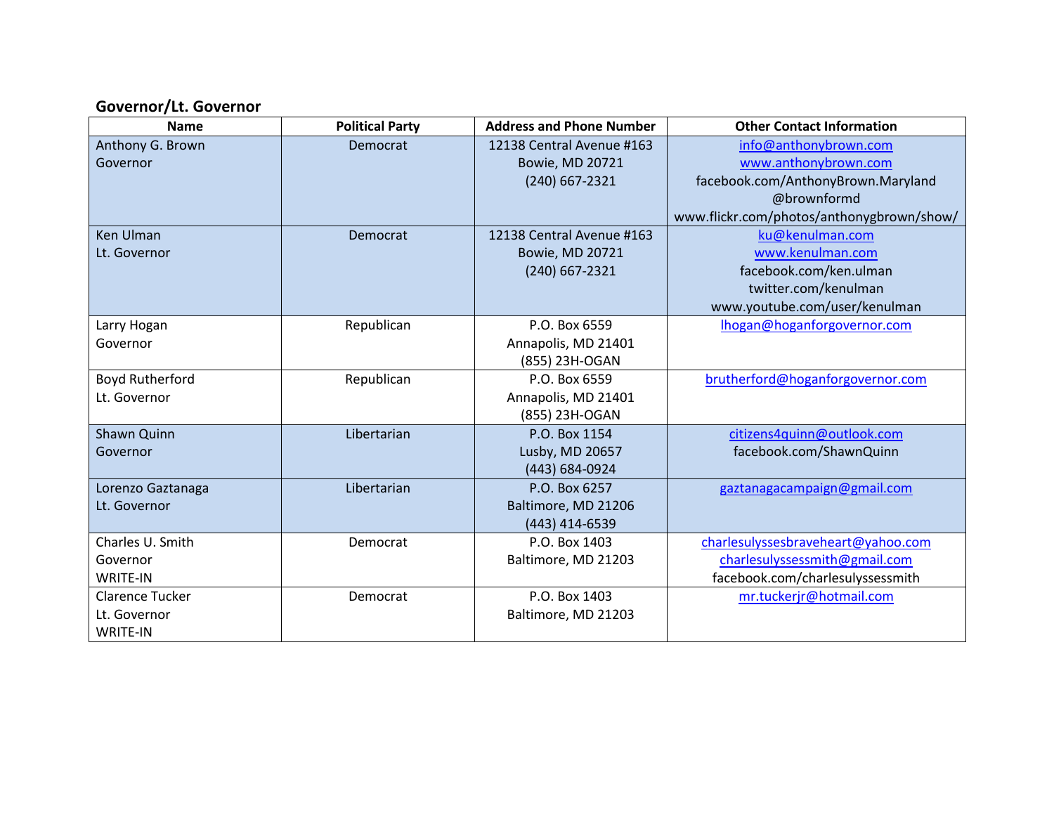## Governor/Lt. Governor

| Name | Political Party | Address and Phone Number | Other Contact Information |
|---|---|---|---|
| Anthony G. Brown<br>Governor | Democrat | 12138 Central Avenue #163<br>Bowie, MD 20721<br>(240) 667-2321 | info@anthonybrown.com<br>www.anthonybrown.com<br>facebook.com/AnthonyBrown.Maryland<br>@brownformd<br>www.flickr.com/photos/anthonygbrown/show/ |
| Ken Ulman<br>Lt. Governor | Democrat | 12138 Central Avenue #163<br>Bowie, MD 20721<br>(240) 667-2321 | ku@kenulman.com<br>www.kenulman.com<br>facebook.com/ken.ulman<br>twitter.com/kenulman<br>www.youtube.com/user/kenulman |
| Larry Hogan<br>Governor | Republican | P.O. Box 6559<br>Annapolis, MD 21401<br>(855) 23H-OGAN | lhogan@hoganforgovernor.com |
| Boyd Rutherford<br>Lt. Governor | Republican | P.O. Box 6559<br>Annapolis, MD 21401<br>(855) 23H-OGAN | brutherford@hoganforgovernor.com |
| Shawn Quinn<br>Governor | Libertarian | P.O. Box 1154<br>Lusby, MD 20657<br>(443) 684-0924 | citizens4quinn@outlook.com<br>facebook.com/ShawnQuinn |
| Lorenzo Gaztanaga<br>Lt. Governor | Libertarian | P.O. Box 6257<br>Baltimore, MD 21206<br>(443) 414-6539 | gaztanagacampaign@gmail.com |
| Charles U. Smith<br>Governor<br>WRITE-IN | Democrat | P.O. Box 1403<br>Baltimore, MD 21203 | charlesulyssesbraveheart@yahoo.com<br>charlesulyssessmith@gmail.com<br>facebook.com/charlesulyssessmith |
| Clarence Tucker<br>Lt. Governor<br>WRITE-IN | Democrat | P.O. Box 1403<br>Baltimore, MD 21203 | mr.tuckerjr@hotmail.com |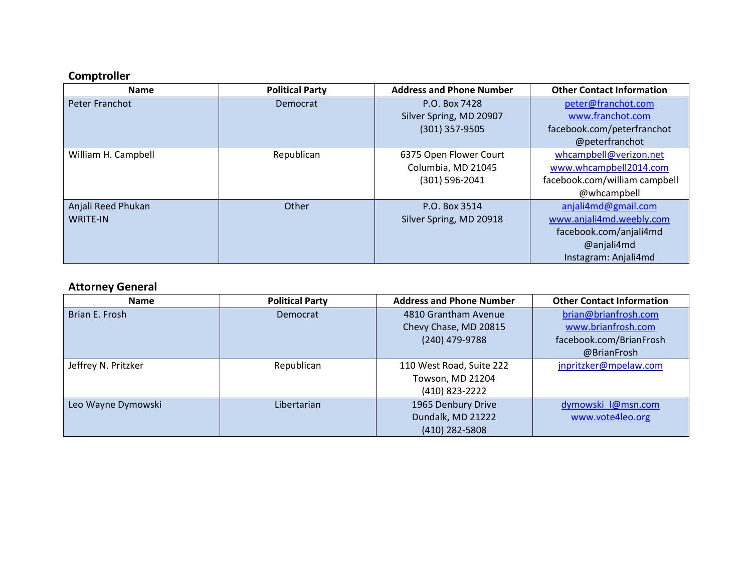## Comptroller

| Name | Political Party | Address and Phone Number | Other Contact Information |
| --- | --- | --- | --- |
| Peter Franchot | Democrat | P.O. Box 7428<br>Silver Spring, MD 20907<br>(301) 357-9505 | peter@franchot.com<br>www.franchot.com<br>facebook.com/peterfranchot<br>@peterfranchot |
| William H. Campbell | Republican | 6375 Open Flower Court<br>Columbia, MD 21045<br>(301) 596-2041 | whcampbell@verizon.net<br>www.whcampbell2014.com<br>facebook.com/william campbell<br>@whcampbell |
| Anjali Reed Phukan<br>WRITE-IN | Other | P.O. Box 3514<br>Silver Spring, MD 20918 | anjali4md@gmail.com<br>www.anjali4md.weebly.com<br>facebook.com/anjali4md<br>@anjali4md<br>Instagram: Anjali4md |

## Attorney General

| Name | Political Party | Address and Phone Number | Other Contact Information |
| --- | --- | --- | --- |
| Brian E. Frosh | Democrat | 4810 Grantham Avenue<br>Chevy Chase, MD 20815<br>(240) 479-9788 | brian@brianfrosh.com<br>www.brianfrosh.com<br>facebook.com/BrianFrosh<br>@BrianFrosh |
| Jeffrey N. Pritzker | Republican | 110 West Road, Suite 222<br>Towson, MD 21204<br>(410) 823-2222 | jnpritzker@mpelaw.com |
| Leo Wayne Dymowski | Libertarian | 1965 Denbury Drive<br>Dundalk, MD 21222<br>(410) 282-5808 | dymowski_l@msn.com<br>www.vote4leo.org |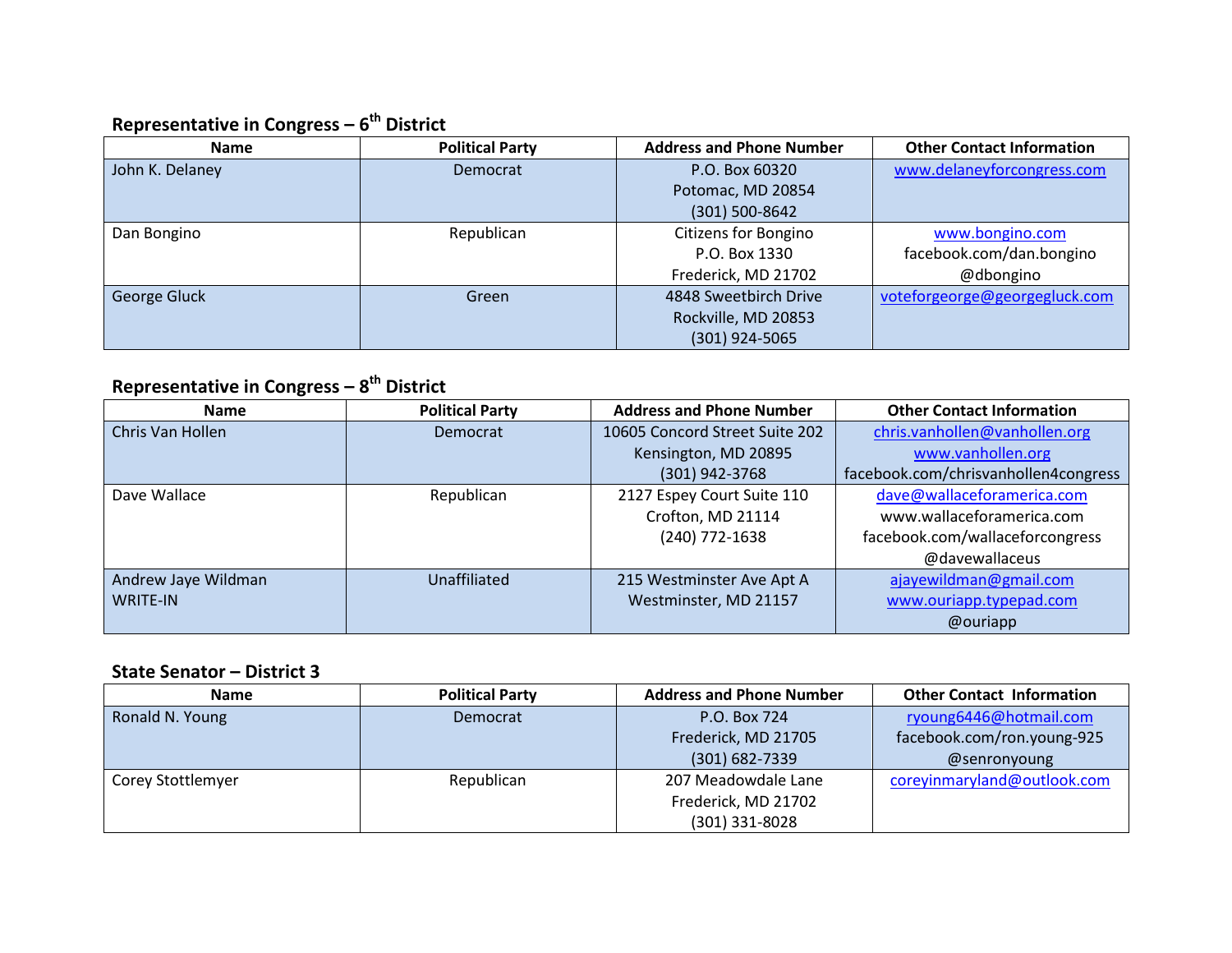### Representative in Congress – 6th District

| Name | Political Party | Address and Phone Number | Other Contact Information |
|---|---|---|---|
| John K. Delaney | Democrat | P.O. Box 60320<br>Potomac, MD 20854<br>(301) 500-8642 | www.delaneyforcongress.com |
| Dan Bongino | Republican | Citizens for Bongino<br>P.O. Box 1330<br>Frederick, MD 21702 | www.bongino.com<br>facebook.com/dan.bongino<br>@dbongino |
| George Gluck | Green | 4848 Sweetbirch Drive<br>Rockville, MD 20853<br>(301) 924-5065 | voteforgeorge@georgegluck.com |

### Representative in Congress – 8th District

| Name | Political Party | Address and Phone Number | Other Contact Information |
|---|---|---|---|
| Chris Van Hollen | Democrat | 10605 Concord Street Suite 202<br>Kensington, MD 20895<br>(301) 942-3768 | chris.vanhollen@vanhollen.org<br>www.vanhollen.org<br>facebook.com/chrisvanhollen4congress |
| Dave Wallace | Republican | 2127 Espey Court Suite 110<br>Crofton, MD 21114<br>(240) 772-1638 | dave@wallaceforamerica.com<br>www.wallaceforamerica.com<br>facebook.com/wallaceforcongress<br>@davewallaceus |
| Andrew Jaye Wildman<br>WRITE-IN | Unaffiliated | 215 Westminster Ave Apt A<br>Westminster, MD 21157 | ajayewildman@gmail.com<br>www.ouriapp.typepad.com<br>@ouriapp |

### State Senator – District 3

| Name | Political Party | Address and Phone Number | Other Contact Information |
|---|---|---|---|
| Ronald N. Young | Democrat | P.O. Box 724<br>Frederick, MD 21705<br>(301) 682-7339 | ryoung6446@hotmail.com<br>facebook.com/ron.young-925<br>@senronyoung |
| Corey Stottlemyer | Republican | 207 Meadowdale Lane<br>Frederick, MD 21702<br>(301) 331-8028 | coreyinmaryland@outlook.com |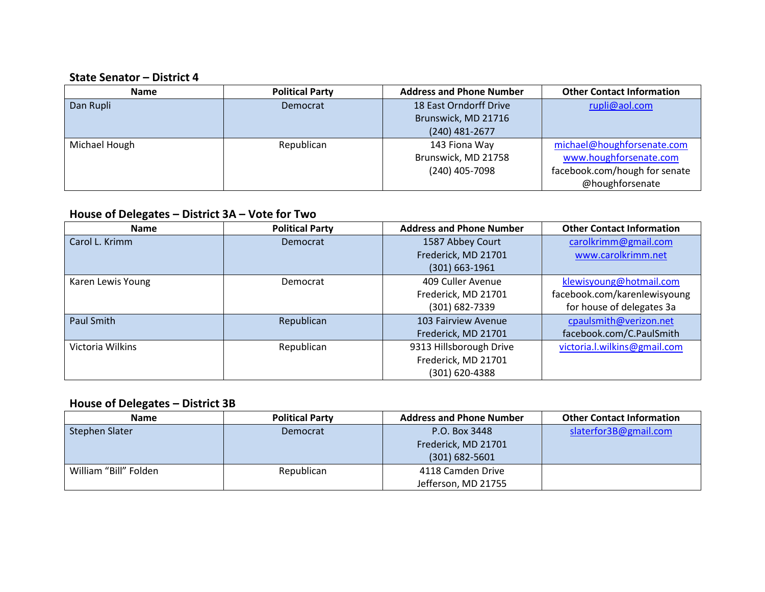### State Senator – District 4

| Name | Political Party | Address and Phone Number | Other Contact Information |
| --- | --- | --- | --- |
| Dan Rupli | Democrat | 18 East Orndorff Drive<br>Brunswick, MD 21716<br>(240) 481-2677 | rupli@aol.com |
| Michael Hough | Republican | 143 Fiona Way<br>Brunswick, MD 21758<br>(240) 405-7098 | michael@houghforsenate.com<br>www.houghforsenate.com<br>facebook.com/hough for senate<br>@houghforsenate |

### House of Delegates – District 3A – Vote for Two

| Name | Political Party | Address and Phone Number | Other Contact Information |
| --- | --- | --- | --- |
| Carol L. Krimm | Democrat | 1587 Abbey Court<br>Frederick, MD 21701<br>(301) 663-1961 | carolkrimm@gmail.com<br>www.carolkrimm.net |
| Karen Lewis Young | Democrat | 409 Culler Avenue<br>Frederick, MD 21701<br>(301) 682-7339 | klewisyoung@hotmail.com<br>facebook.com/karenlewisyoung for house of delegates 3a |
| Paul Smith | Republican | 103 Fairview Avenue<br>Frederick, MD 21701 | cpaulsmith@verizon.net<br>facebook.com/C.PaulSmith |
| Victoria Wilkins | Republican | 9313 Hillsborough Drive<br>Frederick, MD 21701<br>(301) 620-4388 | victoria.l.wilkins@gmail.com |

### House of Delegates – District 3B

| Name | Political Party | Address and Phone Number | Other Contact Information |
| --- | --- | --- | --- |
| Stephen Slater | Democrat | P.O. Box 3448<br>Frederick, MD 21701<br>(301) 682-5601 | slaterfor3B@gmail.com |
| William "Bill" Folden | Republican | 4118 Camden Drive<br>Jefferson, MD 21755 | |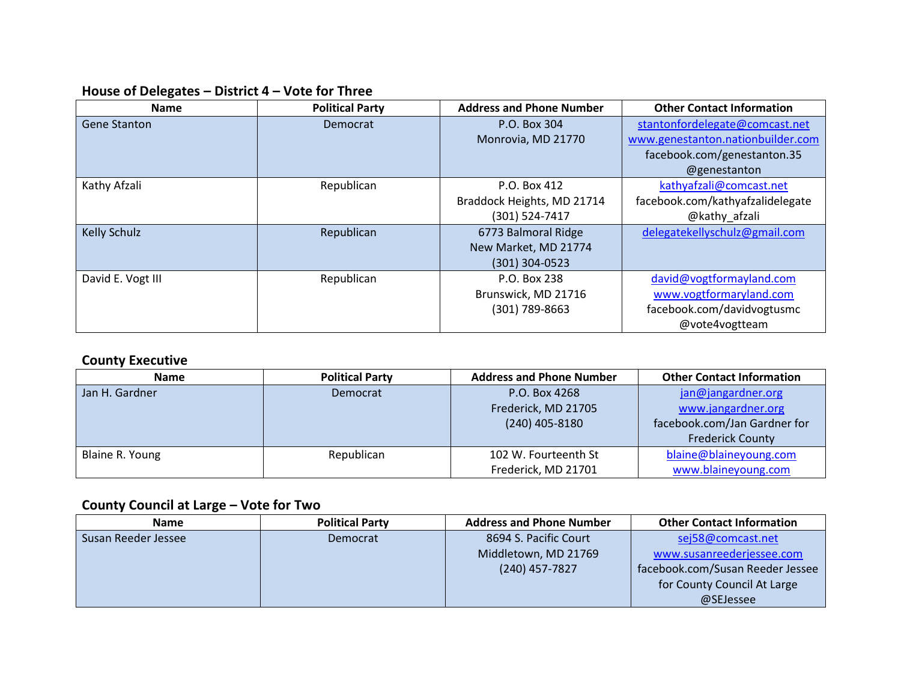### House of Delegates – District 4 – Vote for Three

| Name | Political Party | Address and Phone Number | Other Contact Information |
|---|---|---|---|
| Gene Stanton | Democrat | P.O. Box 304<br>Monrovia, MD 21770 | stantonfordelegate@comcast.net<br>www.genestanton.nationbuilder.com<br>facebook.com/genestanton.35<br>@genestanton |
| Kathy Afzali | Republican | P.O. Box 412<br>Braddock Heights, MD 21714<br>(301) 524-7417 | kathyafzali@comcast.net<br>facebook.com/kathyafzalidelegate<br>@kathy_afzali |
| Kelly Schulz | Republican | 6773 Balmoral Ridge<br>New Market, MD 21774<br>(301) 304-0523 | delegatekellyschulz@gmail.com |
| David E. Vogt III | Republican | P.O. Box 238<br>Brunswick, MD 21716<br>(301) 789-8663 | david@vogtformayland.com<br>www.vogtformaryland.com<br>facebook.com/davidvogtusmc<br>@vote4vogtteam |

### County Executive

| Name | Political Party | Address and Phone Number | Other Contact Information |
|---|---|---|---|
| Jan H. Gardner | Democrat | P.O. Box 4268<br>Frederick, MD 21705<br>(240) 405-8180 | jan@jangardner.org<br>www.jangardner.org<br>facebook.com/Jan Gardner for Frederick County |
| Blaine R. Young | Republican | 102 W. Fourteenth St<br>Frederick, MD 21701 | blaine@blaineyoung.com<br>www.blaineyoung.com |

### County Council at Large – Vote for Two

| Name | Political Party | Address and Phone Number | Other Contact Information |
|---|---|---|---|
| Susan Reeder Jessee | Democrat | 8694 S. Pacific Court<br>Middletown, MD 21769<br>(240) 457-7827 | sej58@comcast.net<br>www.susanreederjessee.com<br>facebook.com/Susan Reeder Jessee for County Council At Large<br>@SEJessee |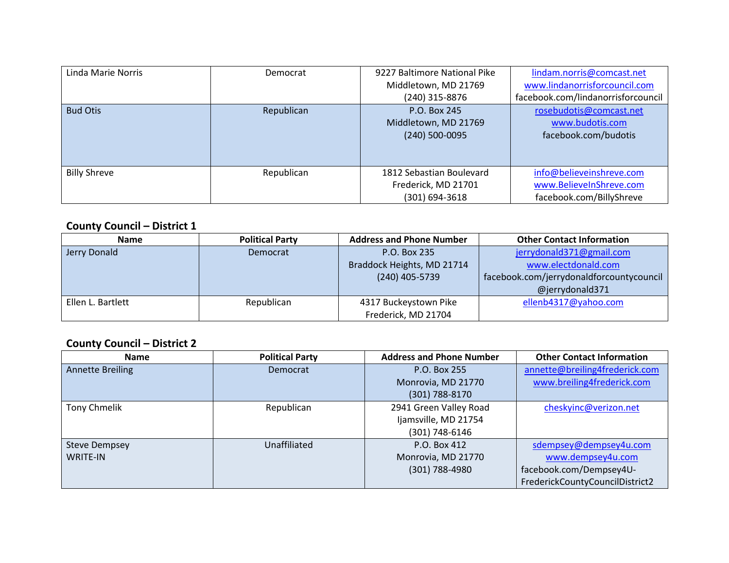| | | | |
|---|---|---|---|
| Linda Marie Norris | Democrat | 9227 Baltimore National Pike<br>Middletown, MD 21769<br>(240) 315-8876 | lindam.norris@comcast.net<br>www.lindanorrisforcouncil.com<br>facebook.com/lindanorrisforcouncil |
| Bud Otis | Republican | P.O. Box 245<br>Middletown, MD 21769<br>(240) 500-0095 | rosebudotis@comcast.net<br>www.budotis.com<br>facebook.com/budotis |
| Billy Shreve | Republican | 1812 Sebastian Boulevard<br>Frederick, MD 21701<br>(301) 694-3618 | info@believeinshreve.com<br>www.BelieveInShreve.com<br>facebook.com/BillyShreve |

## County Council – District 1

| Name | Political Party | Address and Phone Number | Other Contact Information |
|---|---|---|---|
| Jerry Donald | Democrat | P.O. Box 235<br>Braddock Heights, MD 21714<br>(240) 405-5739 | jerrydonald371@gmail.com<br>www.electdonald.com<br>facebook.com/jerrydonaldforcountycouncil<br>@jerrydonald371 |
| Ellen L. Bartlett | Republican | 4317 Buckeystown Pike<br>Frederick, MD 21704 | ellenb4317@yahoo.com |

## County Council – District 2

| Name | Political Party | Address and Phone Number | Other Contact Information |
|---|---|---|---|
| Annette Breiling | Democrat | P.O. Box 255<br>Monrovia, MD 21770<br>(301) 788-8170 | annette@breiling4frederick.com<br>www.breiling4frederick.com |
| Tony Chmelik | Republican | 2941 Green Valley Road<br>Ijamsville, MD 21754<br>(301) 748-6146 | cheskyinc@verizon.net |
| Steve Dempsey<br>WRITE-IN | Unaffiliated | P.O. Box 412<br>Monrovia, MD 21770<br>(301) 788-4980 | sdempsey@dempsey4u.com<br>www.dempsey4u.com<br>facebook.com/Dempsey4U-FrederickCountyCouncilDistrict2 |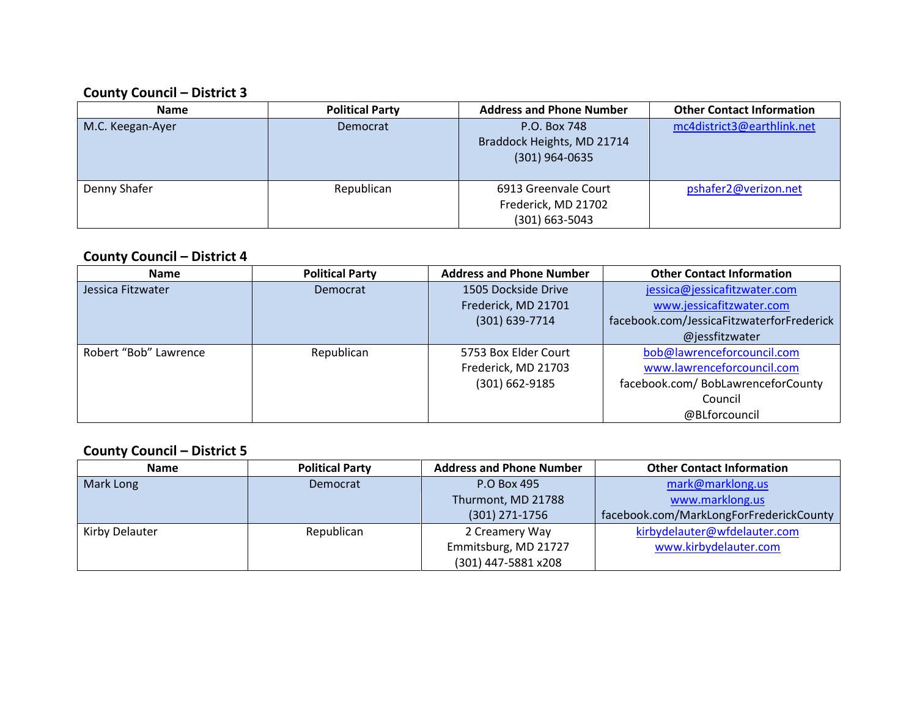### County Council – District 3

| Name | Political Party | Address and Phone Number | Other Contact Information |
|---|---|---|---|
| M.C. Keegan-Ayer | Democrat | P.O. Box 748<br>Braddock Heights, MD 21714<br>(301) 964-0635 | mc4district3@earthlink.net |
| Denny Shafer | Republican | 6913 Greenvale Court<br>Frederick, MD 21702<br>(301) 663-5043 | pshafer2@verizon.net |

### County Council – District 4

| Name | Political Party | Address and Phone Number | Other Contact Information |
|---|---|---|---|
| Jessica Fitzwater | Democrat | 1505 Dockside Drive<br>Frederick, MD 21701<br>(301) 639-7714 | jessica@jessicafitzwater.com<br>www.jessicafitzwater.com<br>facebook.com/JessicaFitzwaterforFrederick<br>@jessfitzwater |
| Robert “Bob” Lawrence | Republican | 5753 Box Elder Court<br>Frederick, MD 21703<br>(301) 662-9185 | bob@lawrenceforcouncil.com<br>www.lawrenceforcouncil.com<br>facebook.com/ BobLawrenceforCounty Council<br>@BLforcouncil |

### County Council – District 5

| Name | Political Party | Address and Phone Number | Other Contact Information |
|---|---|---|---|
| Mark Long | Democrat | P.O Box 495<br>Thurmont, MD 21788<br>(301) 271-1756 | mark@marklong.us<br>www.marklong.us<br>facebook.com/MarkLongForFrederickCounty |
| Kirby Delauter | Republican | 2 Creamery Way<br>Emmitsburg, MD 21727<br>(301) 447-5881 x208 | kirbydelauter@wfdelauter.com<br>www.kirbydelauter.com |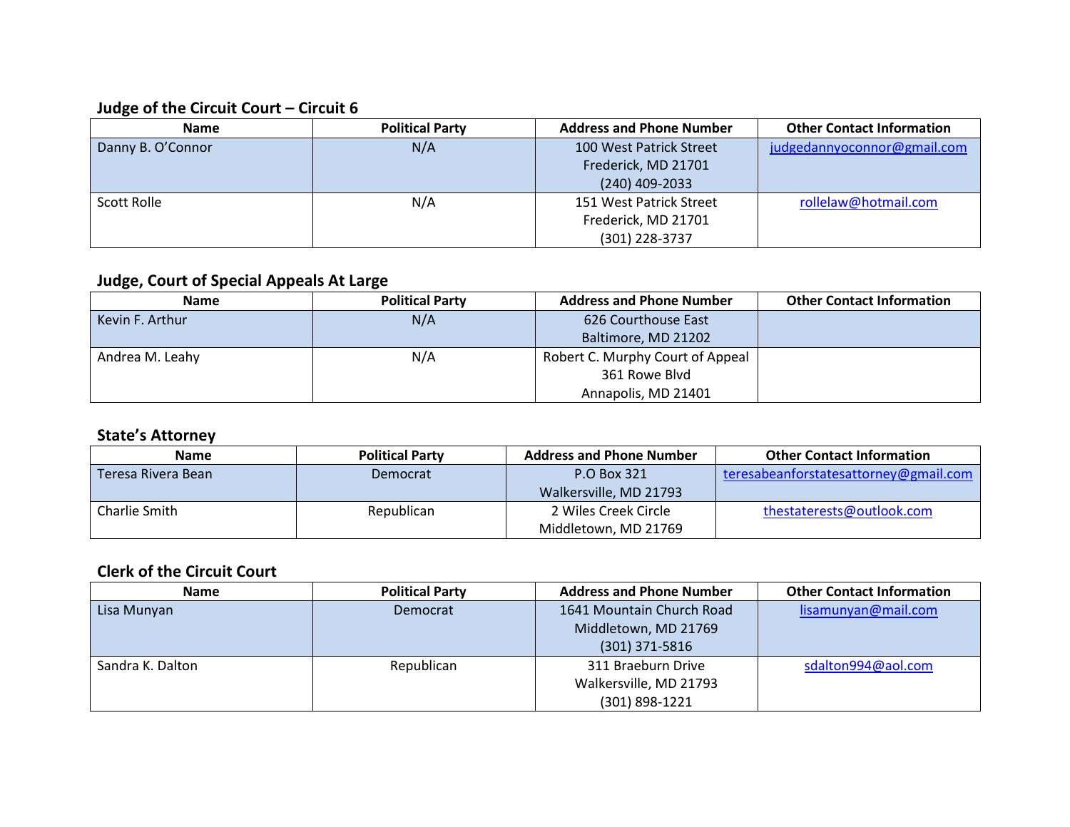### Judge of the Circuit Court – Circuit 6

| Name | Political Party | Address and Phone Number | Other Contact Information |
|---|---|---|---|
| Danny B. O'Connor | N/A | 100 West Patrick Street<br>Frederick, MD 21701<br>(240) 409-2033 | judgedannyoconnor@gmail.com |
| Scott Rolle | N/A | 151 West Patrick Street<br>Frederick, MD 21701<br>(301) 228-3737 | rollelaw@hotmail.com |

### Judge, Court of Special Appeals At Large

| Name | Political Party | Address and Phone Number | Other Contact Information |
|---|---|---|---|
| Kevin F. Arthur | N/A | 626 Courthouse East<br>Baltimore, MD 21202 | |
| Andrea M. Leahy | N/A | Robert C. Murphy Court of Appeal<br>361 Rowe Blvd<br>Annapolis, MD 21401 | |

### State's Attorney

| Name | Political Party | Address and Phone Number | Other Contact Information |
|---|---|---|---|
| Teresa Rivera Bean | Democrat | P.O Box 321<br>Walkersville, MD 21793 | teresabeanforstatesattorney@gmail.com |
| Charlie Smith | Republican | 2 Wiles Creek Circle<br>Middletown, MD 21769 | thestaterests@outlook.com |

### Clerk of the Circuit Court

| Name | Political Party | Address and Phone Number | Other Contact Information |
|---|---|---|---|
| Lisa Munyan | Democrat | 1641 Mountain Church Road<br>Middletown, MD 21769<br>(301) 371-5816 | lisamunyan@mail.com |
| Sandra K. Dalton | Republican | 311 Braeburn Drive<br>Walkersville, MD 21793<br>(301) 898-1221 | sdalton994@aol.com |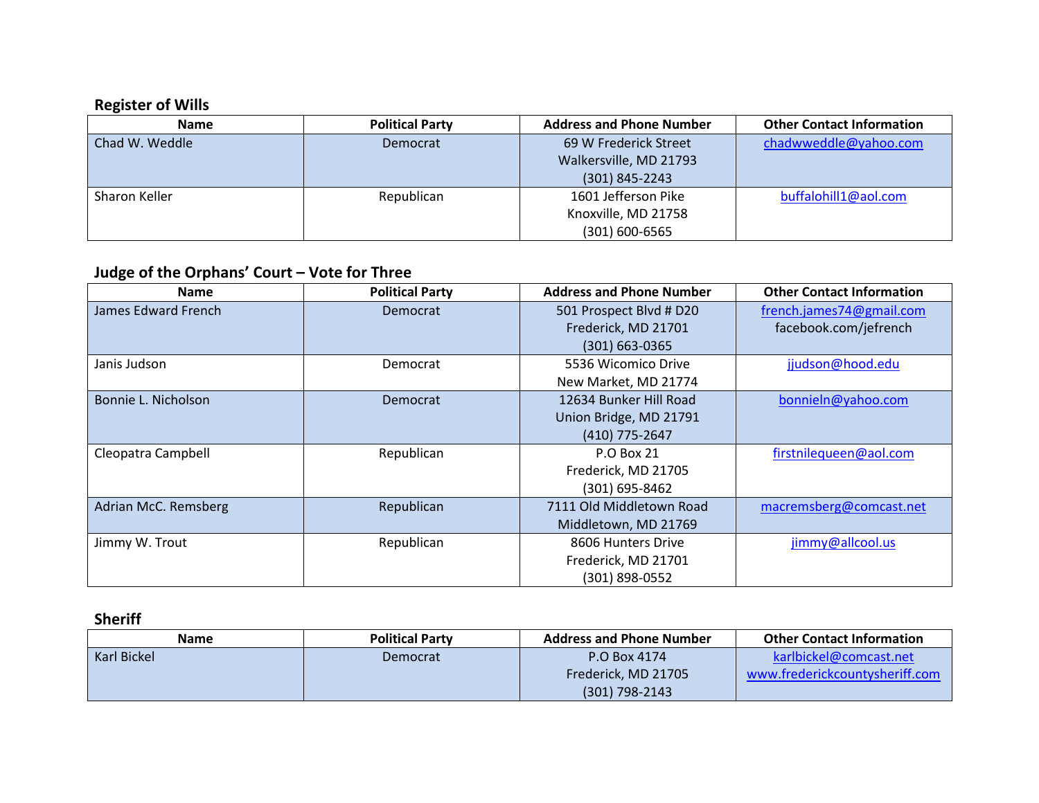## Register of Wills

| Name | Political Party | Address and Phone Number | Other Contact Information |
| --- | --- | --- | --- |
| Chad W. Weddle | Democrat | 69 W Frederick Street<br>Walkersville, MD 21793<br>(301) 845-2243 | chadwweddle@yahoo.com |
| Sharon Keller | Republican | 1601 Jefferson Pike<br>Knoxville, MD 21758<br>(301) 600-6565 | buffalohill1@aol.com |

## Judge of the Orphans' Court – Vote for Three

| Name | Political Party | Address and Phone Number | Other Contact Information |
| --- | --- | --- | --- |
| James Edward French | Democrat | 501 Prospect Blvd # D20<br>Frederick, MD 21701<br>(301) 663-0365 | french.james74@gmail.com<br>facebook.com/jefrench |
| Janis Judson | Democrat | 5536 Wicomico Drive<br>New Market, MD 21774 | jjudson@hood.edu |
| Bonnie L. Nicholson | Democrat | 12634 Bunker Hill Road<br>Union Bridge, MD 21791<br>(410) 775-2647 | bonnieln@yahoo.com |
| Cleopatra Campbell | Republican | P.O Box 21<br>Frederick, MD 21705<br>(301) 695-8462 | firstnilequeen@aol.com |
| Adrian McC. Remsberg | Republican | 7111 Old Middletown Road<br>Middletown, MD 21769 | macremsberg@comcast.net |
| Jimmy W. Trout | Republican | 8606 Hunters Drive<br>Frederick, MD 21701<br>(301) 898-0552 | jimmy@allcool.us |

## Sheriff

| Name | Political Party | Address and Phone Number | Other Contact Information |
| --- | --- | --- | --- |
| Karl Bickel | Democrat | P.O Box 4174<br>Frederick, MD 21705<br>(301) 798-2143 | karlbickel@comcast.net<br>www.frederickcountysheriff.com |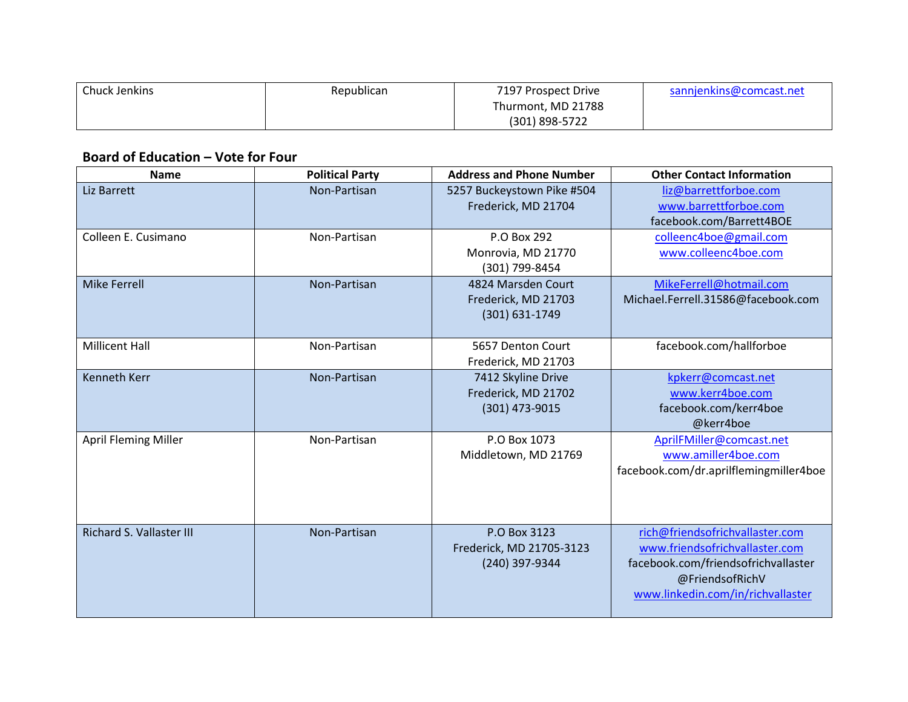| Chuck Jenkins | Republican | 7197 Prospect Drive<br>Thurmont, MD 21788<br>(301) 898-5722 | sannjenkins@comcast.net |
|---|---|---|---|

**Board of Education – Vote for Four**

| Name | Political Party | Address and Phone Number | Other Contact Information |
|---|---|---|---|
| Liz Barrett | Non-Partisan | 5257 Buckeystown Pike #504<br>Frederick, MD 21704 | liz@barrettforboe.com<br>www.barrettforboe.com<br>facebook.com/Barrett4BOE |
| Colleen E. Cusimano | Non-Partisan | P.O Box 292<br>Monrovia, MD 21770<br>(301) 799-8454 | colleenc4boe@gmail.com<br>www.colleenc4boe.com |
| Mike Ferrell | Non-Partisan | 4824 Marsden Court<br>Frederick, MD 21703<br>(301) 631-1749 | MikeFerrell@hotmail.com<br>Michael.Ferrell.31586@facebook.com |
| Millicent Hall | Non-Partisan | 5657 Denton Court<br>Frederick, MD 21703 | facebook.com/hallforboe |
| Kenneth Kerr | Non-Partisan | 7412 Skyline Drive<br>Frederick, MD 21702<br>(301) 473-9015 | kpkerr@comcast.net<br>www.kerr4boe.com<br>facebook.com/kerr4boe<br>@kerr4boe |
| April Fleming Miller | Non-Partisan | P.O Box 1073<br>Middletown, MD 21769 | AprilFMiller@comcast.net<br>www.amiller4boe.com<br>facebook.com/dr.aprilflemingmiller4boe |
| Richard S. Vallaster III | Non-Partisan | P.O Box 3123<br>Frederick, MD 21705-3123<br>(240) 397-9344 | rich@friendsofrichvallaster.com<br>www.friendsofrichvallaster.com<br>facebook.com/friendsofrichvallaster<br>@FriendsofRichV<br>www.linkedin.com/in/richvallaster |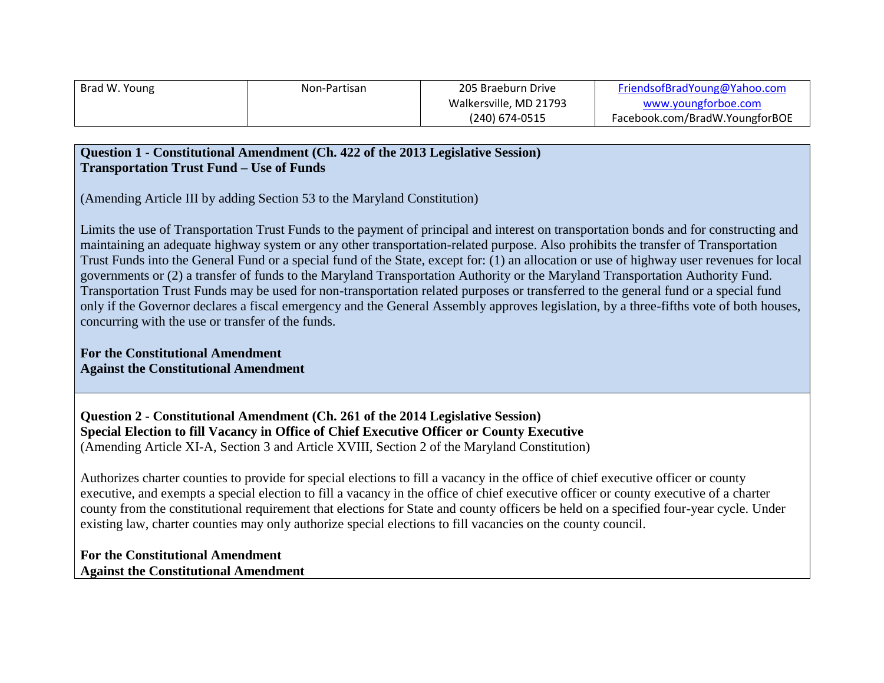| | | | |
|---|---|---|---|
| Brad W. Young | Non-Partisan | 205 Braeburn Drive<br>Walkersville, MD 21793<br>(240) 674-0515 | FriendsofBradYoung@Yahoo.com<br>www.youngforboe.com<br>Facebook.com/BradW.YoungforBOE |

**Question 1 - Constitutional Amendment (Ch. 422 of the 2013 Legislative Session)**
**Transportation Trust Fund – Use of Funds**

(Amending Article III by adding Section 53 to the Maryland Constitution)

Limits the use of Transportation Trust Funds to the payment of principal and interest on transportation bonds and for constructing and maintaining an adequate highway system or any other transportation-related purpose. Also prohibits the transfer of Transportation Trust Funds into the General Fund or a special fund of the State, except for: (1) an allocation or use of highway user revenues for local governments or (2) a transfer of funds to the Maryland Transportation Authority or the Maryland Transportation Authority Fund. Transportation Trust Funds may be used for non-transportation related purposes or transferred to the general fund or a special fund only if the Governor declares a fiscal emergency and the General Assembly approves legislation, by a three-fifths vote of both houses, concurring with the use or transfer of the funds.

**For the Constitutional Amendment**
**Against the Constitutional Amendment**

**Question 2 - Constitutional Amendment (Ch. 261 of the 2014 Legislative Session)**
**Special Election to fill Vacancy in Office of Chief Executive Officer or County Executive**
(Amending Article XI-A, Section 3 and Article XVIII, Section 2 of the Maryland Constitution)

Authorizes charter counties to provide for special elections to fill a vacancy in the office of chief executive officer or county executive, and exempts a special election to fill a vacancy in the office of chief executive officer or county executive of a charter county from the constitutional requirement that elections for State and county officers be held on a specified four-year cycle. Under existing law, charter counties may only authorize special elections to fill vacancies on the county council.

**For the Constitutional Amendment**
**Against the Constitutional Amendment**